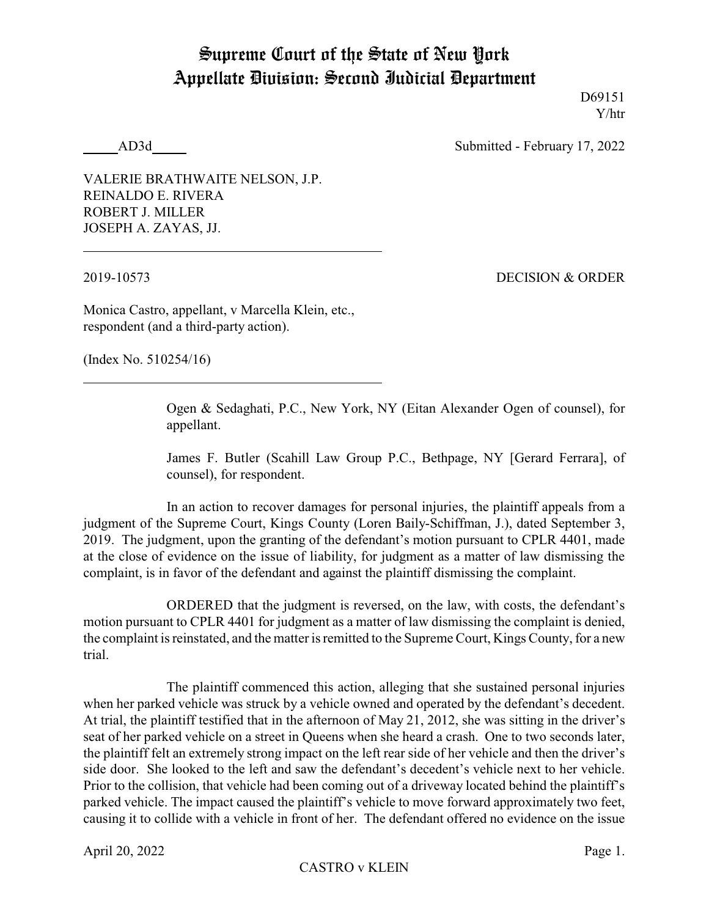# Supreme Court of the State of New York
# Appellate Division: Second Judicial Department

D69151
Y/htr

_____AD3d_____ Submitted - February 17, 2022

VALERIE BRATHWAITE NELSON, J.P.
REINALDO E. RIVERA
ROBERT J. MILLER
JOSEPH A. ZAYAS, JJ.

---

2019-10573 DECISION & ORDER

Monica Castro, appellant, v Marcella Klein, etc., respondent (and a third-party action).

(Index No. 510254/16)

---

Ogen & Sedaghati, P.C., New York, NY (Eitan Alexander Ogen of counsel), for appellant.

James F. Butler (Scahill Law Group P.C., Bethpage, NY [Gerard Ferrara], of counsel), for respondent.

In an action to recover damages for personal injuries, the plaintiff appeals from a judgment of the Supreme Court, Kings County (Loren Baily-Schiffman, J.), dated September 3, 2019. The judgment, upon the granting of the defendant's motion pursuant to CPLR 4401, made at the close of evidence on the issue of liability, for judgment as a matter of law dismissing the complaint, is in favor of the defendant and against the plaintiff dismissing the complaint.

ORDERED that the judgment is reversed, on the law, with costs, the defendant's motion pursuant to CPLR 4401 for judgment as a matter of law dismissing the complaint is denied, the complaint is reinstated, and the matter is remitted to the Supreme Court, Kings County, for a new trial.

The plaintiff commenced this action, alleging that she sustained personal injuries when her parked vehicle was struck by a vehicle owned and operated by the defendant's decedent. At trial, the plaintiff testified that in the afternoon of May 21, 2012, she was sitting in the driver's seat of her parked vehicle on a street in Queens when she heard a crash. One to two seconds later, the plaintiff felt an extremely strong impact on the left rear side of her vehicle and then the driver's side door. She looked to the left and saw the defendant's decedent's vehicle next to her vehicle. Prior to the collision, that vehicle had been coming out of a driveway located behind the plaintiff's parked vehicle. The impact caused the plaintiff's vehicle to move forward approximately two feet, causing it to collide with a vehicle in front of her. The defendant offered no evidence on the issue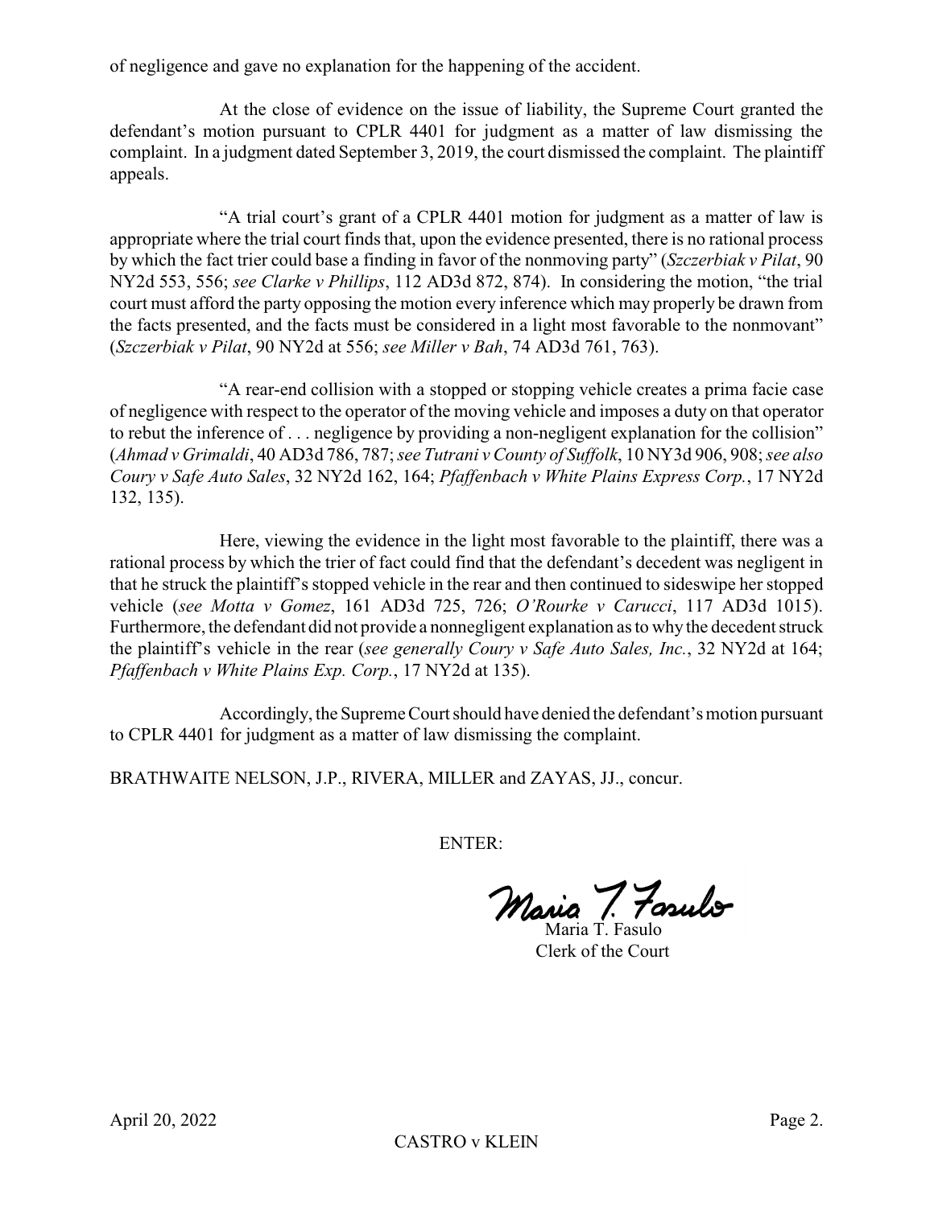of negligence and gave no explanation for the happening of the accident.

At the close of evidence on the issue of liability, the Supreme Court granted the defendant's motion pursuant to CPLR 4401 for judgment as a matter of law dismissing the complaint. In a judgment dated September 3, 2019, the court dismissed the complaint. The plaintiff appeals.

"A trial court's grant of a CPLR 4401 motion for judgment as a matter of law is appropriate where the trial court finds that, upon the evidence presented, there is no rational process by which the fact trier could base a finding in favor of the nonmoving party" (*Szczerbiak v Pilat*, 90 NY2d 553, 556; *see Clarke v Phillips*, 112 AD3d 872, 874). In considering the motion, "the trial court must afford the party opposing the motion every inference which may properly be drawn from the facts presented, and the facts must be considered in a light most favorable to the nonmovant" (*Szczerbiak v Pilat*, 90 NY2d at 556; *see Miller v Bah*, 74 AD3d 761, 763).

"A rear-end collision with a stopped or stopping vehicle creates a prima facie case of negligence with respect to the operator of the moving vehicle and imposes a duty on that operator to rebut the inference of . . . negligence by providing a non-negligent explanation for the collision" (*Ahmad v Grimaldi*, 40 AD3d 786, 787; *see Tutrani v County of Suffolk*, 10 NY3d 906, 908; *see also Coury v Safe Auto Sales*, 32 NY2d 162, 164; *Pfaffenbach v White Plains Express Corp.*, 17 NY2d 132, 135).

Here, viewing the evidence in the light most favorable to the plaintiff, there was a rational process by which the trier of fact could find that the defendant's decedent was negligent in that he struck the plaintiff's stopped vehicle in the rear and then continued to sideswipe her stopped vehicle (*see Motta v Gomez*, 161 AD3d 725, 726; *O'Rourke v Carucci*, 117 AD3d 1015). Furthermore, the defendant did not provide a nonnegligent explanation as to why the decedent struck the plaintiff's vehicle in the rear (*see generally Coury v Safe Auto Sales, Inc.*, 32 NY2d at 164; *Pfaffenbach v White Plains Exp. Corp.*, 17 NY2d at 135).

Accordingly, the Supreme Court should have denied the defendant's motion pursuant to CPLR 4401 for judgment as a matter of law dismissing the complaint.

BRATHWAITE NELSON, J.P., RIVERA, MILLER and ZAYAS, JJ., concur.

ENTER:

Maria T. Fasulo
Clerk of the Court

April 20, 2022

CASTRO v KLEIN